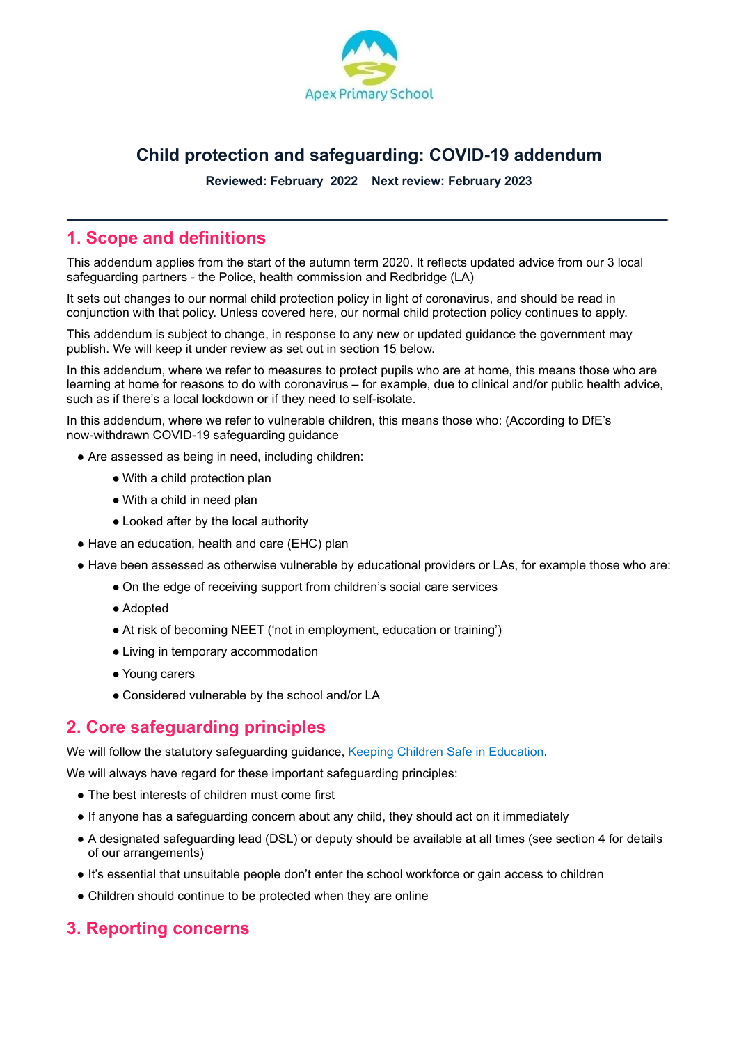Apex Primary School

# Child protection and safeguarding: COVID-19 addendum

**Reviewed: February 2022    Next review: February 2023**

---

## 1. Scope and definitions

This addendum applies from the start of the autumn term 2020. It reflects updated advice from our 3 local safeguarding partners - the Police, health commission and Redbridge (LA)

It sets out changes to our normal child protection policy in light of coronavirus, and should be read in conjunction with that policy. Unless covered here, our normal child protection policy continues to apply.

This addendum is subject to change, in response to any new or updated guidance the government may publish. We will keep it under review as set out in section 15 below.

In this addendum, where we refer to measures to protect pupils who are at home, this means those who are learning at home for reasons to do with coronavirus – for example, due to clinical and/or public health advice, such as if there's a local lockdown or if they need to self-isolate.

In this addendum, where we refer to vulnerable children, this means those who: (According to DfE's now-withdrawn COVID-19 safeguarding guidance

- Are assessed as being in need, including children:
  - With a child protection plan
  - With a child in need plan
  - Looked after by the local authority
- Have an education, health and care (EHC) plan
- Have been assessed as otherwise vulnerable by educational providers or LAs, for example those who are:
  - On the edge of receiving support from children's social care services
  - Adopted
  - At risk of becoming NEET ('not in employment, education or training')
  - Living in temporary accommodation
  - Young carers
  - Considered vulnerable by the school and/or LA

## 2. Core safeguarding principles

We will follow the statutory safeguarding guidance, [Keeping Children Safe in Education](Keeping Children Safe in Education).

We will always have regard for these important safeguarding principles:

- The best interests of children must come first
- If anyone has a safeguarding concern about any child, they should act on it immediately
- A designated safeguarding lead (DSL) or deputy should be available at all times (see section 4 for details of our arrangements)
- It's essential that unsuitable people don't enter the school workforce or gain access to children
- Children should continue to be protected when they are online

## 3. Reporting concerns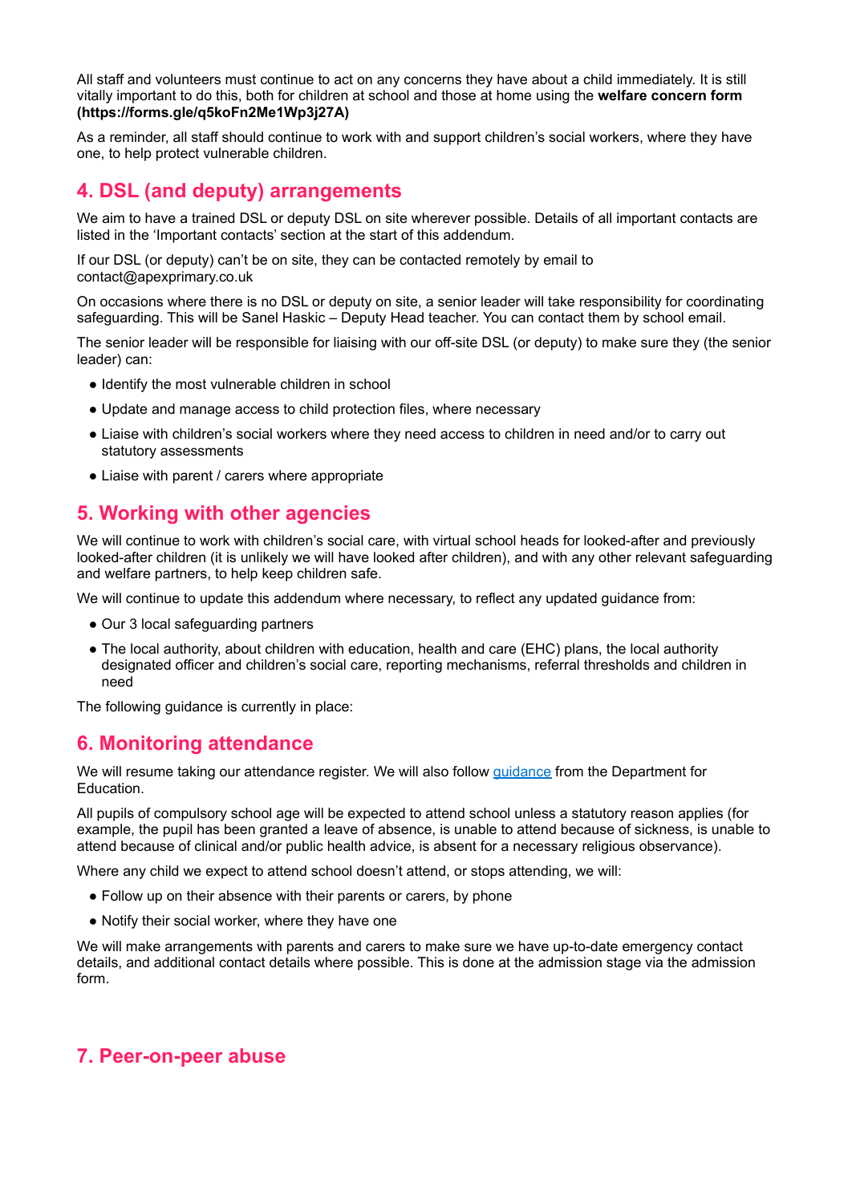All staff and volunteers must continue to act on any concerns they have about a child immediately. It is still vitally important to do this, both for children at school and those at home using the **welfare concern form (https://forms.gle/q5koFn2Me1Wp3j27A)**

As a reminder, all staff should continue to work with and support children's social workers, where they have one, to help protect vulnerable children.

## 4. DSL (and deputy) arrangements

We aim to have a trained DSL or deputy DSL on site wherever possible. Details of all important contacts are listed in the 'Important contacts' section at the start of this addendum.

If our DSL (or deputy) can't be on site, they can be contacted remotely by email to contact@apexprimary.co.uk

On occasions where there is no DSL or deputy on site, a senior leader will take responsibility for coordinating safeguarding. This will be Sanel Haskic – Deputy Head teacher. You can contact them by school email.

The senior leader will be responsible for liaising with our off-site DSL (or deputy) to make sure they (the senior leader) can:

- Identify the most vulnerable children in school
- Update and manage access to child protection files, where necessary
- Liaise with children's social workers where they need access to children in need and/or to carry out statutory assessments
- Liaise with parent / carers where appropriate

## 5. Working with other agencies

We will continue to work with children's social care, with virtual school heads for looked-after and previously looked-after children (it is unlikely we will have looked after children), and with any other relevant safeguarding and welfare partners, to help keep children safe.

We will continue to update this addendum where necessary, to reflect any updated guidance from:

- Our 3 local safeguarding partners
- The local authority, about children with education, health and care (EHC) plans, the local authority designated officer and children's social care, reporting mechanisms, referral thresholds and children in need

The following guidance is currently in place:

## 6. Monitoring attendance

We will resume taking our attendance register. We will also follow [guidance](guidance) from the Department for Education.

All pupils of compulsory school age will be expected to attend school unless a statutory reason applies (for example, the pupil has been granted a leave of absence, is unable to attend because of sickness, is unable to attend because of clinical and/or public health advice, is absent for a necessary religious observance).

Where any child we expect to attend school doesn't attend, or stops attending, we will:

- Follow up on their absence with their parents or carers, by phone
- Notify their social worker, where they have one

We will make arrangements with parents and carers to make sure we have up-to-date emergency contact details, and additional contact details where possible. This is done at the admission stage via the admission form.

## 7. Peer-on-peer abuse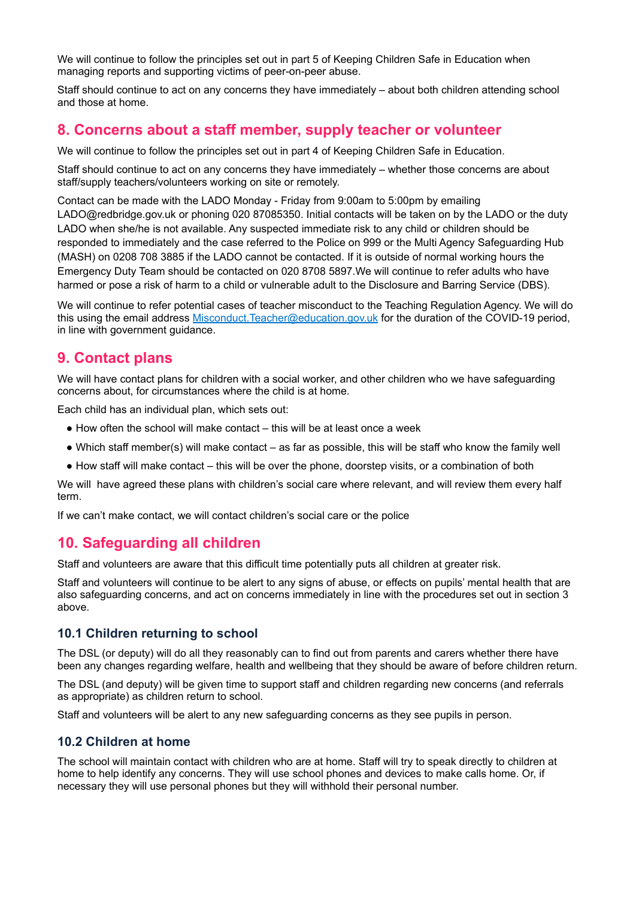We will continue to follow the principles set out in part 5 of Keeping Children Safe in Education when managing reports and supporting victims of peer-on-peer abuse.

Staff should continue to act on any concerns they have immediately – about both children attending school and those at home.

## 8. Concerns about a staff member, supply teacher or volunteer

We will continue to follow the principles set out in part 4 of Keeping Children Safe in Education.

Staff should continue to act on any concerns they have immediately – whether those concerns are about staff/supply teachers/volunteers working on site or remotely.

Contact can be made with the LADO Monday - Friday from 9:00am to 5:00pm by emailing LADO@redbridge.gov.uk or phoning 020 87085350. Initial contacts will be taken on by the LADO or the duty LADO when she/he is not available. Any suspected immediate risk to any child or children should be responded to immediately and the case referred to the Police on 999 or the Multi Agency Safeguarding Hub (MASH) on 0208 708 3885 if the LADO cannot be contacted. If it is outside of normal working hours the Emergency Duty Team should be contacted on 020 8708 5897.We will continue to refer adults who have harmed or pose a risk of harm to a child or vulnerable adult to the Disclosure and Barring Service (DBS).

We will continue to refer potential cases of teacher misconduct to the Teaching Regulation Agency. We will do this using the email address [Misconduct.Teacher@education.gov.uk](mailto:Misconduct.Teacher@education.gov.uk) for the duration of the COVID-19 period, in line with government guidance.

## 9. Contact plans

We will have contact plans for children with a social worker, and other children who we have safeguarding concerns about, for circumstances where the child is at home.

Each child has an individual plan, which sets out:

- How often the school will make contact – this will be at least once a week
- Which staff member(s) will make contact – as far as possible, this will be staff who know the family well
- How staff will make contact – this will be over the phone, doorstep visits, or a combination of both

We will have agreed these plans with children's social care where relevant, and will review them every half term.

If we can't make contact, we will contact children's social care or the police

## 10. Safeguarding all children

Staff and volunteers are aware that this difficult time potentially puts all children at greater risk.

Staff and volunteers will continue to be alert to any signs of abuse, or effects on pupils' mental health that are also safeguarding concerns, and act on concerns immediately in line with the procedures set out in section 3 above.

### 10.1 Children returning to school

The DSL (or deputy) will do all they reasonably can to find out from parents and carers whether there have been any changes regarding welfare, health and wellbeing that they should be aware of before children return.

The DSL (and deputy) will be given time to support staff and children regarding new concerns (and referrals as appropriate) as children return to school.

Staff and volunteers will be alert to any new safeguarding concerns as they see pupils in person.

### 10.2 Children at home

The school will maintain contact with children who are at home. Staff will try to speak directly to children at home to help identify any concerns. They will use school phones and devices to make calls home. Or, if necessary they will use personal phones but they will withhold their personal number.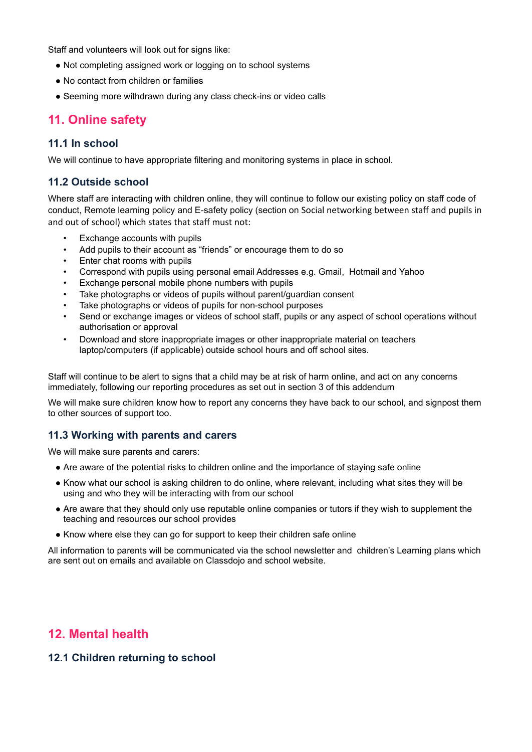Staff and volunteers will look out for signs like:

- Not completing assigned work or logging on to school systems
- No contact from children or families
- Seeming more withdrawn during any class check-ins or video calls

## 11. Online safety

### 11.1 In school

We will continue to have appropriate filtering and monitoring systems in place in school.

### 11.2 Outside school

Where staff are interacting with children online, they will continue to follow our existing policy on staff code of conduct, Remote learning policy and E-safety policy (section on Social networking between staff and pupils in and out of school) which states that staff must not:

- Exchange accounts with pupils
- Add pupils to their account as “friends” or encourage them to do so
- Enter chat rooms with pupils
- Correspond with pupils using personal email Addresses e.g. Gmail, Hotmail and Yahoo
- Exchange personal mobile phone numbers with pupils
- Take photographs or videos of pupils without parent/guardian consent
- Take photographs or videos of pupils for non-school purposes
- Send or exchange images or videos of school staff, pupils or any aspect of school operations without authorisation or approval
- Download and store inappropriate images or other inappropriate material on teachers laptop/computers (if applicable) outside school hours and off school sites.

Staff will continue to be alert to signs that a child may be at risk of harm online, and act on any concerns immediately, following our reporting procedures as set out in section 3 of this addendum

We will make sure children know how to report any concerns they have back to our school, and signpost them to other sources of support too.

### 11.3 Working with parents and carers

We will make sure parents and carers:

- Are aware of the potential risks to children online and the importance of staying safe online
- Know what our school is asking children to do online, where relevant, including what sites they will be using and who they will be interacting with from our school
- Are aware that they should only use reputable online companies or tutors if they wish to supplement the teaching and resources our school provides
- Know where else they can go for support to keep their children safe online

All information to parents will be communicated via the school newsletter and children’s Learning plans which are sent out on emails and available on Classdojo and school website.

## 12. Mental health

### 12.1 Children returning to school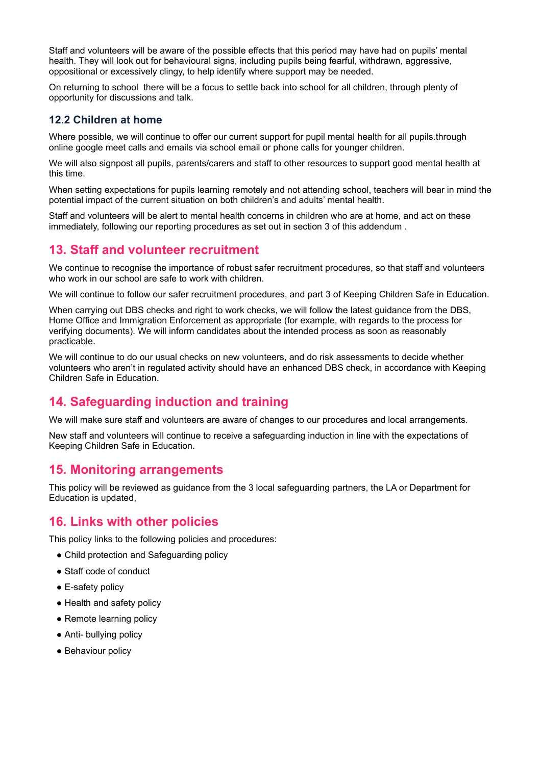Staff and volunteers will be aware of the possible effects that this period may have had on pupils' mental health. They will look out for behavioural signs, including pupils being fearful, withdrawn, aggressive, oppositional or excessively clingy, to help identify where support may be needed.

On returning to school  there will be a focus to settle back into school for all children, through plenty of opportunity for discussions and talk.

### 12.2 Children at home

Where possible, we will continue to offer our current support for pupil mental health for all pupils.through online google meet calls and emails via school email or phone calls for younger children.

We will also signpost all pupils, parents/carers and staff to other resources to support good mental health at this time.

When setting expectations for pupils learning remotely and not attending school, teachers will bear in mind the potential impact of the current situation on both children's and adults' mental health.

Staff and volunteers will be alert to mental health concerns in children who are at home, and act on these immediately, following our reporting procedures as set out in section 3 of this addendum .

## 13. Staff and volunteer recruitment

We continue to recognise the importance of robust safer recruitment procedures, so that staff and volunteers who work in our school are safe to work with children.

We will continue to follow our safer recruitment procedures, and part 3 of Keeping Children Safe in Education.

When carrying out DBS checks and right to work checks, we will follow the latest guidance from the DBS, Home Office and Immigration Enforcement as appropriate (for example, with regards to the process for verifying documents). We will inform candidates about the intended process as soon as reasonably practicable.

We will continue to do our usual checks on new volunteers, and do risk assessments to decide whether volunteers who aren't in regulated activity should have an enhanced DBS check, in accordance with Keeping Children Safe in Education.

## 14. Safeguarding induction and training

We will make sure staff and volunteers are aware of changes to our procedures and local arrangements.

New staff and volunteers will continue to receive a safeguarding induction in line with the expectations of Keeping Children Safe in Education.

## 15. Monitoring arrangements

This policy will be reviewed as guidance from the 3 local safeguarding partners, the LA or Department for Education is updated,

## 16. Links with other policies

This policy links to the following policies and procedures:

- Child protection and Safeguarding policy
- Staff code of conduct
- E-safety policy
- Health and safety policy
- Remote learning policy
- Anti- bullying policy
- Behaviour policy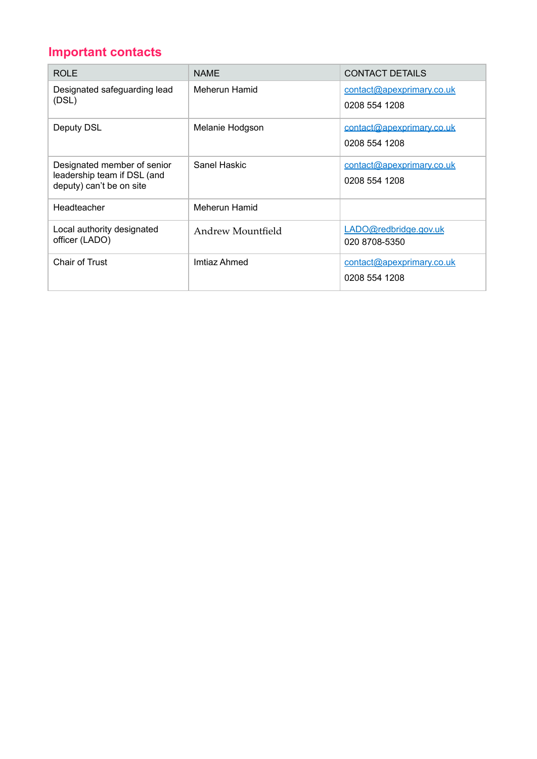## Important contacts

| ROLE | NAME | CONTACT DETAILS |
|---|---|---|
| Designated safeguarding lead (DSL) | Meherun Hamid | contact@apexprimary.co.uk<br>0208 554 1208 |
| Deputy DSL | Melanie Hodgson | contact@apexprimary.co.uk<br>0208 554 1208 |
| Designated member of senior leadership team if DSL (and deputy) can't be on site | Sanel Haskic | contact@apexprimary.co.uk<br>0208 554 1208 |
| Headteacher | Meherun Hamid | |
| Local authority designated officer (LADO) | Andrew Mountfield | LADO@redbridge.gov.uk<br>020 8708-5350 |
| Chair of Trust | Imtiaz Ahmed | contact@apexprimary.co.uk<br>0208 554 1208 |